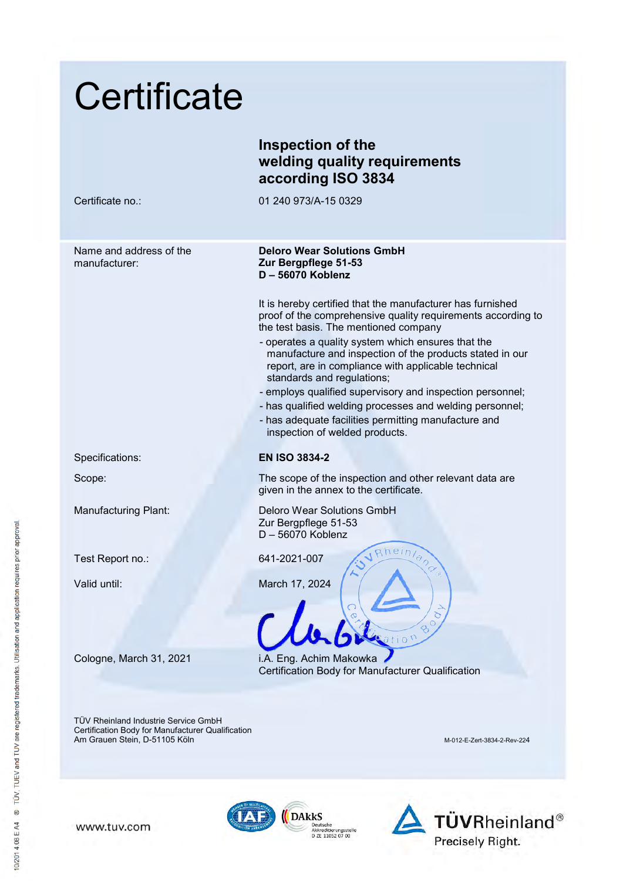# Certificate

## Inspection of the welding quality requirements according ISO 3834

Certificate no.: 01 240 973/A-15 0329

Name and address of the manufacturer:

**Deloro Wear Solutions GmbH**
**Zur Bergpflege 51-53**
**D – 56070 Koblenz**

It is hereby certified that the manufacturer has furnished proof of the comprehensive quality requirements according to the test basis. The mentioned company

- operates a quality system which ensures that the manufacture and inspection of the products stated in our report, are in compliance with applicable technical standards and regulations;
- employs qualified supervisory and inspection personnel;
- has qualified welding processes and welding personnel;
- has adequate facilities permitting manufacture and inspection of welded products.

Specifications: **EN ISO 3834-2**

Scope: The scope of the inspection and other relevant data are given in the annex to the certificate.

Manufacturing Plant:
Deloro Wear Solutions GmbH
Zur Bergpflege 51-53
D – 56070 Koblenz

Test Report no.: 641-2021-007

Valid until: March 17, 2024

Cologne, March 31, 2021

i.A. Eng. Achim Makowka
Certification Body for Manufacturer Qualification

TÜV Rheinland Industrie Service GmbH
Certification Body for Manufacturer Qualification
Am Grauen Stein, D-51105 Köln

M-012-E-Zert-3834-2-Rev-224

www.tuv.com

DAkkS Deutsche Akkreditierungsstelle D ZE 11052 07 00

TÜVRheinland® Precisely Right.

10/201 4 08 E A4 ® TÜV, TUEV and TUV are registered trademarks. Utilisation and application requires prior approval.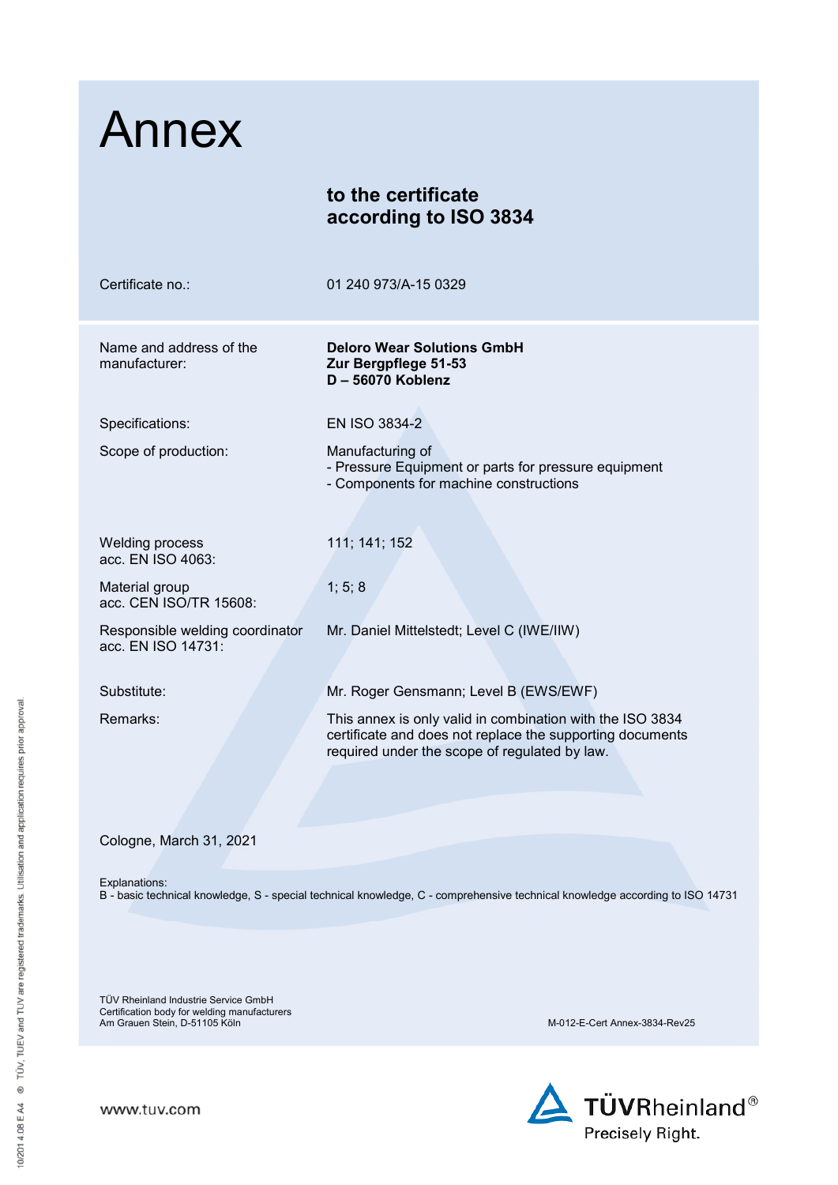# Annex

## to the certificate according to ISO 3834

| | |
|---|---|
| Certificate no.: | 01 240 973/A-15 0329 |
| Name and address of the manufacturer: | **Deloro Wear Solutions GmbH**<br>**Zur Bergpflege 51-53**<br>**D – 56070 Koblenz** |
| Specifications: | EN ISO 3834-2 |
| Scope of production: | Manufacturing of<br>- Pressure Equipment or parts for pressure equipment<br>- Components for machine constructions |
| Welding process acc. EN ISO 4063: | 111; 141; 152 |
| Material group acc. CEN ISO/TR 15608: | 1; 5; 8 |
| Responsible welding coordinator acc. EN ISO 14731: | Mr. Daniel Mittelstedt; Level C (IWE/IIW) |
| Substitute: | Mr. Roger Gensmann; Level B (EWS/EWF) |
| Remarks: | This annex is only valid in combination with the ISO 3834 certificate and does not replace the supporting documents required under the scope of regulated by law. |

Cologne, March 31, 2021

Explanations:
B - basic technical knowledge, S - special technical knowledge, C - comprehensive technical knowledge according to ISO 14731

TÜV Rheinland Industrie Service GmbH
Certification body for welding manufacturers
Am Grauen Stein, D-51105 Köln

M-012-E-Cert Annex-3834-Rev25

www.tuv.com

TÜVRheinland®
Precisely Right.

10/2014 08 E A4 ® TÜV, TUEV and TUV are registered trademarks. Utilisation and application requires prior approval.